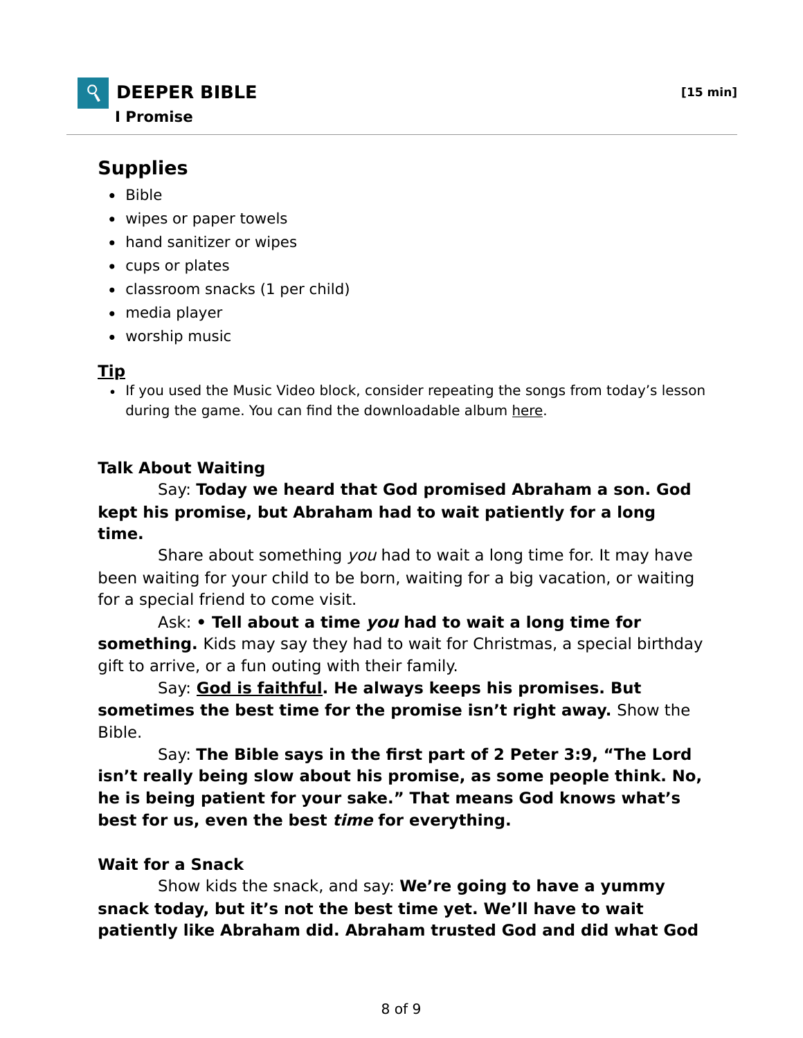# DEEPER BIBLE

**I Promise**

**[15 min]**

## Supplies

- Bible
- wipes or paper towels
- hand sanitizer or wipes
- cups or plates
- classroom snacks (1 per child)
- media player
- worship music

**Tip**

- If you used the Music Video block, consider repeating the songs from today's lesson during the game. You can find the downloadable album here.

**Talk About Waiting**

Say: **Today we heard that God promised Abraham a son. God kept his promise, but Abraham had to wait patiently for a long time.**

Share about something *you* had to wait a long time for. It may have been waiting for your child to be born, waiting for a big vacation, or waiting for a special friend to come visit.

Ask: **• Tell about a time *you* had to wait a long time for something.** Kids may say they had to wait for Christmas, a special birthday gift to arrive, or a fun outing with their family.

Say: **God is faithful. He always keeps his promises. But sometimes the best time for the promise isn't right away.** Show the Bible.

Say: **The Bible says in the first part of 2 Peter 3:9, "The Lord isn't really being slow about his promise, as some people think. No, he is being patient for your sake." That means God knows what's best for us, even the best *time* for everything.**

**Wait for a Snack**

Show kids the snack, and say: **We're going to have a yummy snack today, but it's not the best time yet. We'll have to wait patiently like Abraham did. Abraham trusted God and did what God**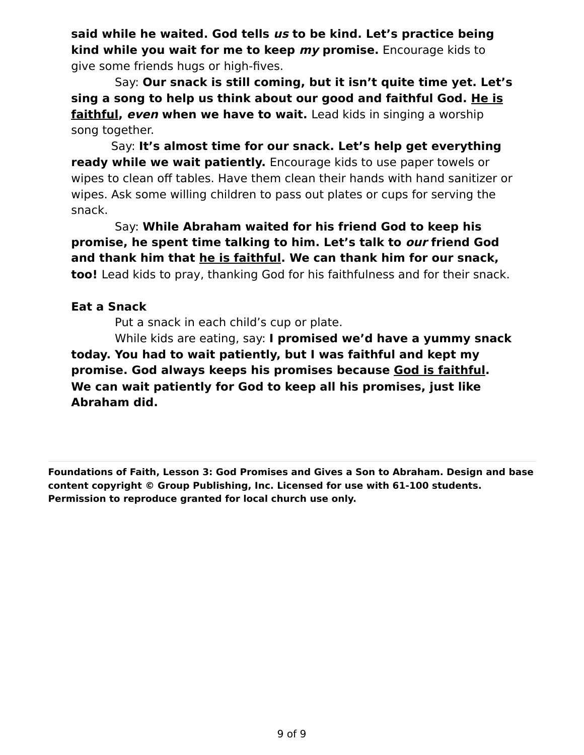**said while he waited. God tells *us* to be kind. Let's practice being kind while you wait for me to keep *my* promise.** Encourage kids to give some friends hugs or high-fives.

Say: **Our snack is still coming, but it isn't quite time yet. Let's sing a song to help us think about our good and faithful God. <u>He is faithful</u>, *even* when we have to wait.** Lead kids in singing a worship song together.

Say: **It's almost time for our snack. Let's help get everything ready while we wait patiently.** Encourage kids to use paper towels or wipes to clean off tables. Have them clean their hands with hand sanitizer or wipes. Ask some willing children to pass out plates or cups for serving the snack.

Say: **While Abraham waited for his friend God to keep his promise, he spent time talking to him. Let's talk to *our* friend God and thank him that <u>he is faithful</u>. We can thank him for our snack, too!** Lead kids to pray, thanking God for his faithfulness and for their snack.

**Eat a Snack**

Put a snack in each child's cup or plate.

While kids are eating, say: **I promised we'd have a yummy snack today. You had to wait patiently, but I was faithful and kept my promise. God always keeps his promises because <u>God is faithful</u>. We can wait patiently for God to keep all his promises, just like Abraham did.**

**Foundations of Faith, Lesson 3: God Promises and Gives a Son to Abraham. Design and base content copyright © Group Publishing, Inc. Licensed for use with 61-100 students. Permission to reproduce granted for local church use only.**